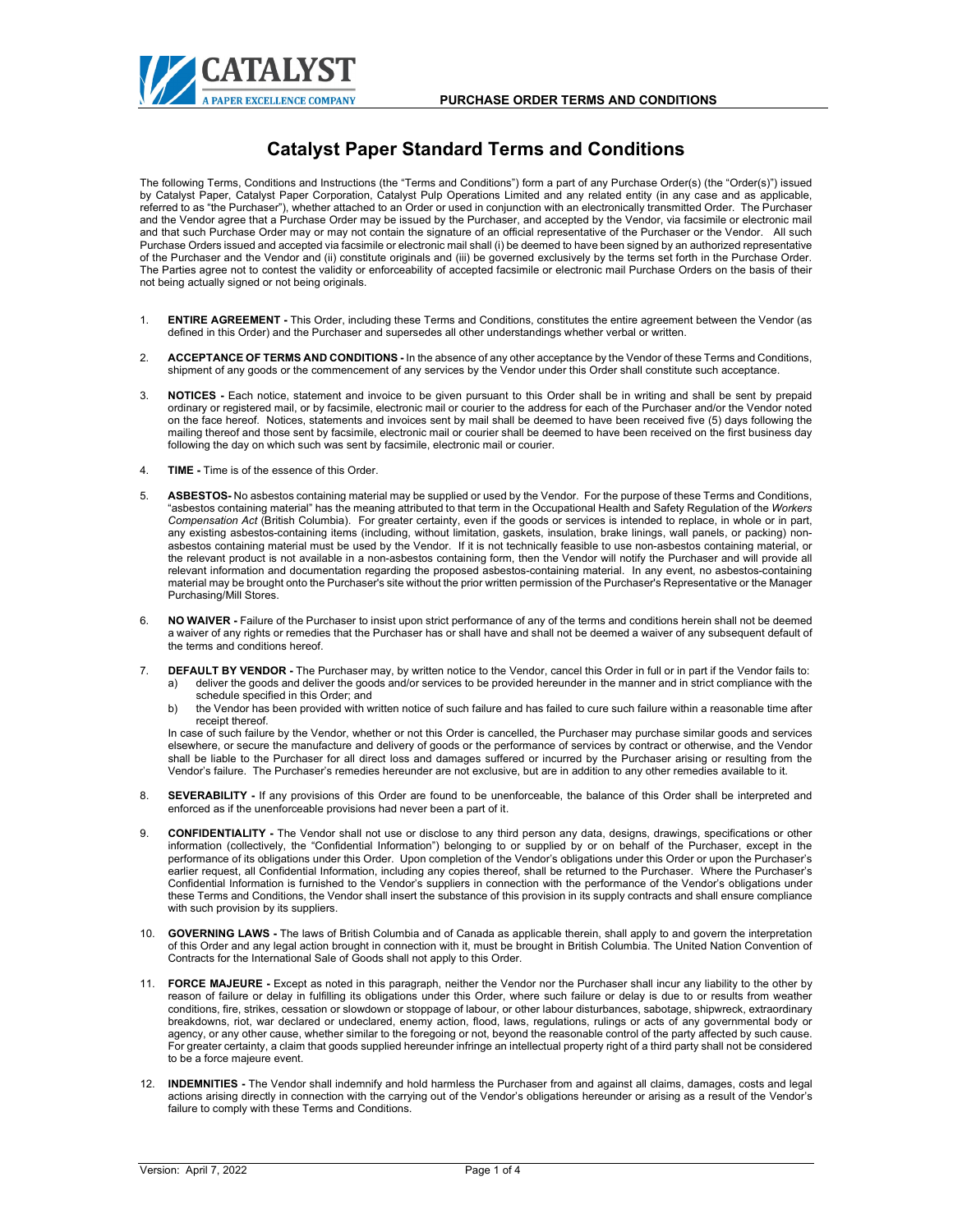# Catalyst Paper Standard Terms and Conditions

The following Terms, Conditions and Instructions (the "Terms and Conditions") form a part of any Purchase Order(s) (the "Order(s)") issued by Catalyst Paper, Catalyst Paper Corporation, Catalyst Pulp Operations Limited and any related entity (in any case and as applicable, referred to as "the Purchaser"), whether attached to an Order or used in conjunction with an electronically transmitted Order. The Purchaser and the Vendor agree that a Purchase Order may be issued by the Purchaser, and accepted by the Vendor, via facsimile or electronic mail and that such Purchase Order may or may not contain the signature of an official representative of the Purchaser or the Vendor. All such Purchase Orders issued and accepted via facsimile or electronic mail shall (i) be deemed to have been signed by an authorized representative of the Purchaser and the Vendor and (ii) constitute originals and (iii) be governed exclusively by the terms set forth in the Purchase Order. The Parties agree not to contest the validity or enforceability of accepted facsimile or electronic mail Purchase Orders on the basis of their not being actually signed or not being originals.

1. **ENTIRE AGREEMENT -** This Order, including these Terms and Conditions, constitutes the entire agreement between the Vendor (as defined in this Order) and the Purchaser and supersedes all other understandings whether verbal or written.

2. **ACCEPTANCE OF TERMS AND CONDITIONS -** In the absence of any other acceptance by the Vendor of these Terms and Conditions, shipment of any goods or the commencement of any services by the Vendor under this Order shall constitute such acceptance.

3. **NOTICES -** Each notice, statement and invoice to be given pursuant to this Order shall be in writing and shall be sent by prepaid ordinary or registered mail, or by facsimile, electronic mail or courier to the address for each of the Purchaser and/or the Vendor noted on the face hereof. Notices, statements and invoices sent by mail shall be deemed to have been received five (5) days following the mailing thereof and those sent by facsimile, electronic mail or courier shall be deemed to have been received on the first business day following the day on which such was sent by facsimile, electronic mail or courier.

4. **TIME -** Time is of the essence of this Order.

5. **ASBESTOS-** No asbestos containing material may be supplied or used by the Vendor. For the purpose of these Terms and Conditions, "asbestos containing material" has the meaning attributed to that term in the Occupational Health and Safety Regulation of the *Workers Compensation Act* (British Columbia). For greater certainty, even if the goods or services is intended to replace, in whole or in part, any existing asbestos-containing items (including, without limitation, gaskets, insulation, brake linings, wall panels, or packing) non-asbestos containing material must be used by the Vendor. If it is not technically feasible to use non-asbestos containing material, or the relevant product is not available in a non-asbestos containing form, then the Vendor will notify the Purchaser and will provide all relevant information and documentation regarding the proposed asbestos-containing material. In any event, no asbestos-containing material may be brought onto the Purchaser's site without the prior written permission of the Purchaser's Representative or the Manager Purchasing/Mill Stores.

6. **NO WAIVER -** Failure of the Purchaser to insist upon strict performance of any of the terms and conditions herein shall not be deemed a waiver of any rights or remedies that the Purchaser has or shall have and shall not be deemed a waiver of any subsequent default of the terms and conditions hereof.

7. **DEFAULT BY VENDOR -** The Purchaser may, by written notice to the Vendor, cancel this Order in full or in part if the Vendor fails to:
   a) deliver the goods and deliver the goods and/or services to be provided hereunder in the manner and in strict compliance with the schedule specified in this Order; and
   b) the Vendor has been provided with written notice of such failure and has failed to cure such failure within a reasonable time after receipt thereof.

   In case of such failure by the Vendor, whether or not this Order is cancelled, the Purchaser may purchase similar goods and services elsewhere, or secure the manufacture and delivery of goods or the performance of services by contract or otherwise, and the Vendor shall be liable to the Purchaser for all direct loss and damages suffered or incurred by the Purchaser arising or resulting from the Vendor's failure. The Purchaser's remedies hereunder are not exclusive, but are in addition to any other remedies available to it.

8. **SEVERABILITY -** If any provisions of this Order are found to be unenforceable, the balance of this Order shall be interpreted and enforced as if the unenforceable provisions had never been a part of it.

9. **CONFIDENTIALITY -** The Vendor shall not use or disclose to any third person any data, designs, drawings, specifications or other information (collectively, the "Confidential Information") belonging to or supplied by or on behalf of the Purchaser, except in the performance of its obligations under this Order. Upon completion of the Vendor's obligations under this Order or upon the Purchaser's earlier request, all Confidential Information, including any copies thereof, shall be returned to the Purchaser. Where the Purchaser's Confidential Information is furnished to the Vendor's suppliers in connection with the performance of the Vendor's obligations under these Terms and Conditions, the Vendor shall insert the substance of this provision in its supply contracts and shall ensure compliance with such provision by its suppliers.

10. **GOVERNING LAWS -** The laws of British Columbia and of Canada as applicable therein, shall apply to and govern the interpretation of this Order and any legal action brought in connection with it, must be brought in British Columbia. The United Nation Convention of Contracts for the International Sale of Goods shall not apply to this Order.

11. **FORCE MAJEURE -** Except as noted in this paragraph, neither the Vendor nor the Purchaser shall incur any liability to the other by reason of failure or delay in fulfilling its obligations under this Order, where such failure or delay is due to or results from weather conditions, fire, strikes, cessation or slowdown or stoppage of labour, or other labour disturbances, sabotage, shipwreck, extraordinary breakdowns, riot, war declared or undeclared, enemy action, flood, laws, regulations, rulings or acts of any governmental body or agency, or any other cause, whether similar to the foregoing or not, beyond the reasonable control of the party affected by such cause. For greater certainty, a claim that goods supplied hereunder infringe an intellectual property right of a third party shall not be considered to be a force majeure event.

12. **INDEMNITIES -** The Vendor shall indemnify and hold harmless the Purchaser from and against all claims, damages, costs and legal actions arising directly in connection with the carrying out of the Vendor's obligations hereunder or arising as a result of the Vendor's failure to comply with these Terms and Conditions.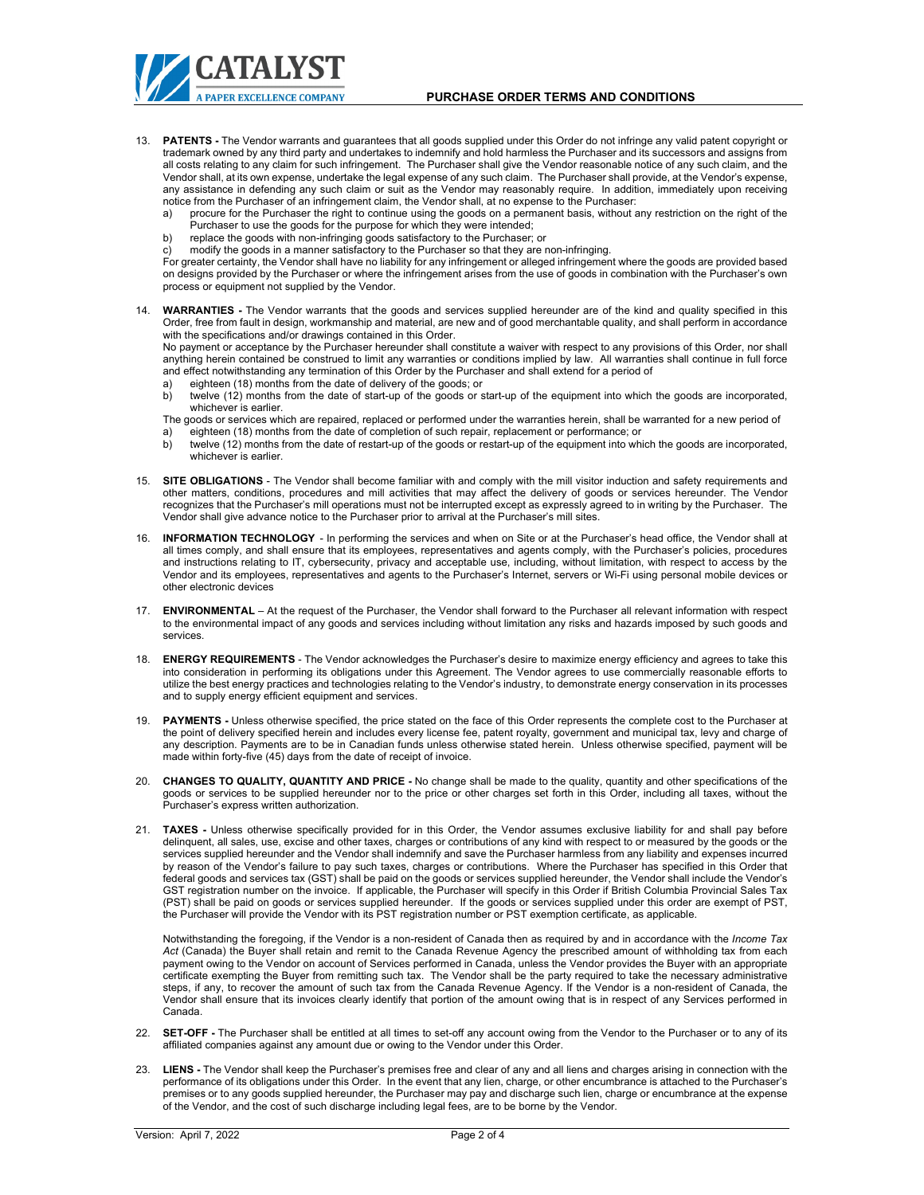13. **PATENTS -** The Vendor warrants and guarantees that all goods supplied under this Order do not infringe any valid patent copyright or trademark owned by any third party and undertakes to indemnify and hold harmless the Purchaser and its successors and assigns from all costs relating to any claim for such infringement. The Purchaser shall give the Vendor reasonable notice of any such claim, and the Vendor shall, at its own expense, undertake the legal expense of any such claim. The Purchaser shall provide, at the Vendor's expense, any assistance in defending any such claim or suit as the Vendor may reasonably require. In addition, immediately upon receiving notice from the Purchaser of an infringement claim, the Vendor shall, at no expense to the Purchaser:
    a) procure for the Purchaser the right to continue using the goods on a permanent basis, without any restriction on the right of the Purchaser to use the goods for the purpose for which they were intended;
    b) replace the goods with non-infringing goods satisfactory to the Purchaser; or
    c) modify the goods in a manner satisfactory to the Purchaser so that they are non-infringing.

    For greater certainty, the Vendor shall have no liability for any infringement or alleged infringement where the goods are provided based on designs provided by the Purchaser or where the infringement arises from the use of goods in combination with the Purchaser's own process or equipment not supplied by the Vendor.

14. **WARRANTIES -** The Vendor warrants that the goods and services supplied hereunder are of the kind and quality specified in this Order, free from fault in design, workmanship and material, are new and of good merchantable quality, and shall perform in accordance with the specifications and/or drawings contained in this Order.

    No payment or acceptance by the Purchaser hereunder shall constitute a waiver with respect to any provisions of this Order, nor shall anything herein contained be construed to limit any warranties or conditions implied by law. All warranties shall continue in full force and effect notwithstanding any termination of this Order by the Purchaser and shall extend for a period of
    a) eighteen (18) months from the date of delivery of the goods; or
    b) twelve (12) months from the date of start-up of the goods or start-up of the equipment into which the goods are incorporated, whichever is earlier.

    The goods or services which are repaired, replaced or performed under the warranties herein, shall be warranted for a new period of
    a) eighteen (18) months from the date of completion of such repair, replacement or performance; or
    b) twelve (12) months from the date of restart-up of the goods or restart-up of the equipment into which the goods are incorporated, whichever is earlier.

15. **SITE OBLIGATIONS** - The Vendor shall become familiar with and comply with the mill visitor induction and safety requirements and other matters, conditions, procedures and mill activities that may affect the delivery of goods or services hereunder. The Vendor recognizes that the Purchaser's mill operations must not be interrupted except as expressly agreed to in writing by the Purchaser. The Vendor shall give advance notice to the Purchaser prior to arrival at the Purchaser's mill sites.

16. **INFORMATION TECHNOLOGY** - In performing the services and when on Site or at the Purchaser's head office, the Vendor shall at all times comply, and shall ensure that its employees, representatives and agents comply, with the Purchaser's policies, procedures and instructions relating to IT, cybersecurity, privacy and acceptable use, including, without limitation, with respect to access by the Vendor and its employees, representatives and agents to the Purchaser's Internet, servers or Wi-Fi using personal mobile devices or other electronic devices

17. **ENVIRONMENTAL** – At the request of the Purchaser, the Vendor shall forward to the Purchaser all relevant information with respect to the environmental impact of any goods and services including without limitation any risks and hazards imposed by such goods and services.

18. **ENERGY REQUIREMENTS** - The Vendor acknowledges the Purchaser's desire to maximize energy efficiency and agrees to take this into consideration in performing its obligations under this Agreement. The Vendor agrees to use commercially reasonable efforts to utilize the best energy practices and technologies relating to the Vendor's industry, to demonstrate energy conservation in its processes and to supply energy efficient equipment and services.

19. **PAYMENTS -** Unless otherwise specified, the price stated on the face of this Order represents the complete cost to the Purchaser at the point of delivery specified herein and includes every license fee, patent royalty, government and municipal tax, levy and charge of any description. Payments are to be in Canadian funds unless otherwise stated herein. Unless otherwise specified, payment will be made within forty-five (45) days from the date of receipt of invoice.

20. **CHANGES TO QUALITY, QUANTITY AND PRICE -** No change shall be made to the quality, quantity and other specifications of the goods or services to be supplied hereunder nor to the price or other charges set forth in this Order, including all taxes, without the Purchaser's express written authorization.

21. **TAXES -** Unless otherwise specifically provided for in this Order, the Vendor assumes exclusive liability for and shall pay before delinquent, all sales, use, excise and other taxes, charges or contributions of any kind with respect to or measured by the goods or the services supplied hereunder and the Vendor shall indemnify and save the Purchaser harmless from any liability and expenses incurred by reason of the Vendor's failure to pay such taxes, charges or contributions. Where the Purchaser has specified in this Order that federal goods and services tax (GST) shall be paid on the goods or services supplied hereunder, the Vendor shall include the Vendor's GST registration number on the invoice. If applicable, the Purchaser will specify in this Order if British Columbia Provincial Sales Tax (PST) shall be paid on goods or services supplied hereunder. If the goods or services supplied under this order are exempt of PST, the Purchaser will provide the Vendor with its PST registration number or PST exemption certificate, as applicable.

    Notwithstanding the foregoing, if the Vendor is a non-resident of Canada then as required by and in accordance with the *Income Tax Act* (Canada) the Buyer shall retain and remit to the Canada Revenue Agency the prescribed amount of withholding tax from each payment owing to the Vendor on account of Services performed in Canada, unless the Vendor provides the Buyer with an appropriate certificate exempting the Buyer from remitting such tax. The Vendor shall be the party required to take the necessary administrative steps, if any, to recover the amount of such tax from the Canada Revenue Agency. If the Vendor is a non-resident of Canada, the Vendor shall ensure that its invoices clearly identify that portion of the amount owing that is in respect of any Services performed in Canada.

22. **SET-OFF -** The Purchaser shall be entitled at all times to set-off any account owing from the Vendor to the Purchaser or to any of its affiliated companies against any amount due or owing to the Vendor under this Order.

23. **LIENS -** The Vendor shall keep the Purchaser's premises free and clear of any and all liens and charges arising in connection with the performance of its obligations under this Order. In the event that any lien, charge, or other encumbrance is attached to the Purchaser's premises or to any goods supplied hereunder, the Purchaser may pay and discharge such lien, charge or encumbrance at the expense of the Vendor, and the cost of such discharge including legal fees, are to be borne by the Vendor.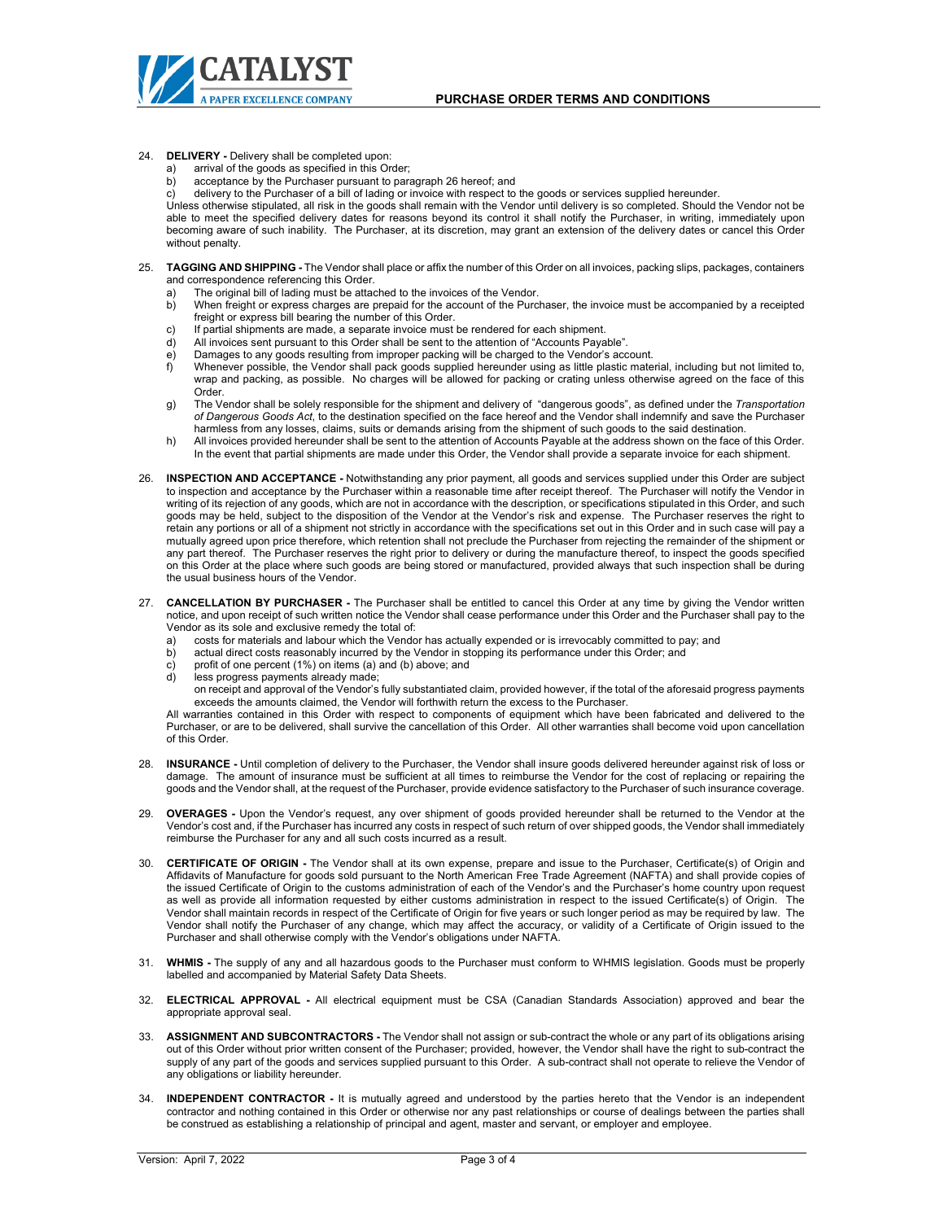24. **DELIVERY -** Delivery shall be completed upon:
    a) arrival of the goods as specified in this Order;
    b) acceptance by the Purchaser pursuant to paragraph 26 hereof; and
    c) delivery to the Purchaser of a bill of lading or invoice with respect to the goods or services supplied hereunder.

    Unless otherwise stipulated, all risk in the goods shall remain with the Vendor until delivery is so completed. Should the Vendor not be able to meet the specified delivery dates for reasons beyond its control it shall notify the Purchaser, in writing, immediately upon becoming aware of such inability. The Purchaser, at its discretion, may grant an extension of the delivery dates or cancel this Order without penalty.

25. **TAGGING AND SHIPPING -** The Vendor shall place or affix the number of this Order on all invoices, packing slips, packages, containers and correspondence referencing this Order.
    a) The original bill of lading must be attached to the invoices of the Vendor.
    b) When freight or express charges are prepaid for the account of the Purchaser, the invoice must be accompanied by a receipted freight or express bill bearing the number of this Order.
    c) If partial shipments are made, a separate invoice must be rendered for each shipment.
    d) All invoices sent pursuant to this Order shall be sent to the attention of "Accounts Payable".
    e) Damages to any goods resulting from improper packing will be charged to the Vendor's account.
    f) Whenever possible, the Vendor shall pack goods supplied hereunder using as little plastic material, including but not limited to, wrap and packing, as possible. No charges will be allowed for packing or crating unless otherwise agreed on the face of this Order.
    g) The Vendor shall be solely responsible for the shipment and delivery of "dangerous goods", as defined under the *Transportation of Dangerous Goods Act*, to the destination specified on the face hereof and the Vendor shall indemnify and save the Purchaser harmless from any losses, claims, suits or demands arising from the shipment of such goods to the said destination.
    h) All invoices provided hereunder shall be sent to the attention of Accounts Payable at the address shown on the face of this Order. In the event that partial shipments are made under this Order, the Vendor shall provide a separate invoice for each shipment.

26. **INSPECTION AND ACCEPTANCE -** Notwithstanding any prior payment, all goods and services supplied under this Order are subject to inspection and acceptance by the Purchaser within a reasonable time after receipt thereof. The Purchaser will notify the Vendor in writing of its rejection of any goods, which are not in accordance with the description, or specifications stipulated in this Order, and such goods may be held, subject to the disposition of the Vendor at the Vendor's risk and expense. The Purchaser reserves the right to retain any portions or all of a shipment not strictly in accordance with the specifications set out in this Order and in such case will pay a mutually agreed upon price therefore, which retention shall not preclude the Purchaser from rejecting the remainder of the shipment or any part thereof. The Purchaser reserves the right prior to delivery or during the manufacture thereof, to inspect the goods specified on this Order at the place where such goods are being stored or manufactured, provided always that such inspection shall be during the usual business hours of the Vendor.

27. **CANCELLATION BY PURCHASER -** The Purchaser shall be entitled to cancel this Order at any time by giving the Vendor written notice, and upon receipt of such written notice the Vendor shall cease performance under this Order and the Purchaser shall pay to the Vendor as its sole and exclusive remedy the total of:
    a) costs for materials and labour which the Vendor has actually expended or is irrevocably committed to pay; and
    b) actual direct costs reasonably incurred by the Vendor in stopping its performance under this Order; and
    c) profit of one percent (1%) on items (a) and (b) above; and
    d) less progress payments already made;

    on receipt and approval of the Vendor's fully substantiated claim, provided however, if the total of the aforesaid progress payments exceeds the amounts claimed, the Vendor will forthwith return the excess to the Purchaser.

    All warranties contained in this Order with respect to components of equipment which have been fabricated and delivered to the Purchaser, or are to be delivered, shall survive the cancellation of this Order. All other warranties shall become void upon cancellation of this Order.

28. **INSURANCE -** Until completion of delivery to the Purchaser, the Vendor shall insure goods delivered hereunder against risk of loss or damage. The amount of insurance must be sufficient at all times to reimburse the Vendor for the cost of replacing or repairing the goods and the Vendor shall, at the request of the Purchaser, provide evidence satisfactory to the Purchaser of such insurance coverage.

29. **OVERAGES -** Upon the Vendor's request, any over shipment of goods provided hereunder shall be returned to the Vendor at the Vendor's cost and, if the Purchaser has incurred any costs in respect of such return of over shipped goods, the Vendor shall immediately reimburse the Purchaser for any and all such costs incurred as a result.

30. **CERTIFICATE OF ORIGIN -** The Vendor shall at its own expense, prepare and issue to the Purchaser, Certificate(s) of Origin and Affidavits of Manufacture for goods sold pursuant to the North American Free Trade Agreement (NAFTA) and shall provide copies of the issued Certificate of Origin to the customs administration of each of the Vendor's and the Purchaser's home country upon request as well as provide all information requested by either customs administration in respect to the issued Certificate(s) of Origin. The Vendor shall maintain records in respect of the Certificate of Origin for five years or such longer period as may be required by law. The Vendor shall notify the Purchaser of any change, which may affect the accuracy, or validity of a Certificate of Origin issued to the Purchaser and shall otherwise comply with the Vendor's obligations under NAFTA.

31. **WHMIS -** The supply of any and all hazardous goods to the Purchaser must conform to WHMIS legislation. Goods must be properly labelled and accompanied by Material Safety Data Sheets.

32. **ELECTRICAL APPROVAL -** All electrical equipment must be CSA (Canadian Standards Association) approved and bear the appropriate approval seal.

33. **ASSIGNMENT AND SUBCONTRACTORS -** The Vendor shall not assign or sub-contract the whole or any part of its obligations arising out of this Order without prior written consent of the Purchaser; provided, however, the Vendor shall have the right to sub-contract the supply of any part of the goods and services supplied pursuant to this Order. A sub-contract shall not operate to relieve the Vendor of any obligations or liability hereunder.

34. **INDEPENDENT CONTRACTOR -** It is mutually agreed and understood by the parties hereto that the Vendor is an independent contractor and nothing contained in this Order or otherwise nor any past relationships or course of dealings between the parties shall be construed as establishing a relationship of principal and agent, master and servant, or employer and employee.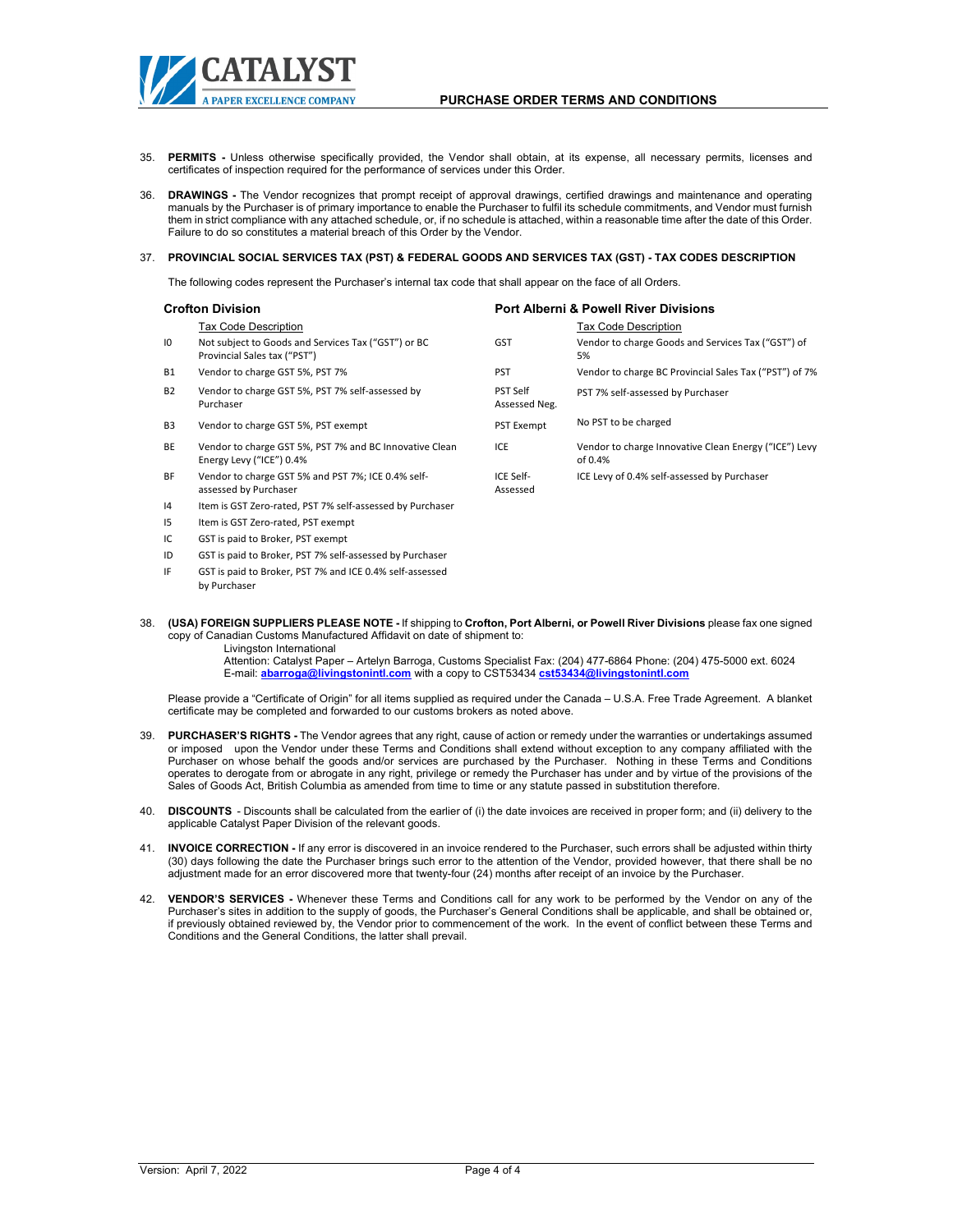35. **PERMITS -** Unless otherwise specifically provided, the Vendor shall obtain, at its expense, all necessary permits, licenses and certificates of inspection required for the performance of services under this Order.

36. **DRAWINGS -** The Vendor recognizes that prompt receipt of approval drawings, certified drawings and maintenance and operating manuals by the Purchaser is of primary importance to enable the Purchaser to fulfil its schedule commitments, and Vendor must furnish them in strict compliance with any attached schedule, or, if no schedule is attached, within a reasonable time after the date of this Order. Failure to do so constitutes a material breach of this Order by the Vendor.

37. **PROVINCIAL SOCIAL SERVICES TAX (PST) & FEDERAL GOODS AND SERVICES TAX (GST) - TAX CODES DESCRIPTION**

The following codes represent the Purchaser's internal tax code that shall appear on the face of all Orders.

**Crofton Division**

| | Tax Code Description |
|---|---|
| I0 | Not subject to Goods and Services Tax ("GST") or BC Provincial Sales tax ("PST") |
| B1 | Vendor to charge GST 5%, PST 7% |
| B2 | Vendor to charge GST 5%, PST 7% self-assessed by Purchaser |
| B3 | Vendor to charge GST 5%, PST exempt |
| BE | Vendor to charge GST 5%, PST 7% and BC Innovative Clean Energy Levy ("ICE") 0.4% |
| BF | Vendor to charge GST 5% and PST 7%; ICE 0.4% self-assessed by Purchaser |
| I4 | Item is GST Zero-rated, PST 7% self-assessed by Purchaser |
| I5 | Item is GST Zero-rated, PST exempt |
| IC | GST is paid to Broker, PST exempt |
| ID | GST is paid to Broker, PST 7% self-assessed by Purchaser |
| IF | GST is paid to Broker, PST 7% and ICE 0.4% self-assessed by Purchaser |

**Port Alberni & Powell River Divisions**

| | Tax Code Description |
|---|---|
| GST | Vendor to charge Goods and Services Tax ("GST") of 5% |
| PST | Vendor to charge BC Provincial Sales Tax ("PST") of 7% |
| PST Self Assessed Neg. | PST 7% self-assessed by Purchaser |
| PST Exempt | No PST to be charged |
| ICE | Vendor to charge Innovative Clean Energy ("ICE") Levy of 0.4% |
| ICE Self-Assessed | ICE Levy of 0.4% self-assessed by Purchaser |

38. **(USA) FOREIGN SUPPLIERS PLEASE NOTE -** If shipping to **Crofton, Port Alberni, or Powell River Divisions** please fax one signed copy of Canadian Customs Manufactured Affidavit on date of shipment to:

    Livingston International
    Attention: Catalyst Paper – Artelyn Barroga, Customs Specialist Fax: (204) 477-6864 Phone: (204) 475-5000 ext. 6024
    E-mail: **abarroga@livingstonintl.com** with a copy to CST53434 **cst53434@livingstonintl.com**

    Please provide a "Certificate of Origin" for all items supplied as required under the Canada – U.S.A. Free Trade Agreement. A blanket certificate may be completed and forwarded to our customs brokers as noted above.

39. **PURCHASER'S RIGHTS -** The Vendor agrees that any right, cause of action or remedy under the warranties or undertakings assumed or imposed upon the Vendor under these Terms and Conditions shall extend without exception to any company affiliated with the Purchaser on whose behalf the goods and/or services are purchased by the Purchaser. Nothing in these Terms and Conditions operates to derogate from or abrogate in any right, privilege or remedy the Purchaser has under and by virtue of the provisions of the Sales of Goods Act, British Columbia as amended from time to time or any statute passed in substitution therefore.

40. **DISCOUNTS** - Discounts shall be calculated from the earlier of (i) the date invoices are received in proper form; and (ii) delivery to the applicable Catalyst Paper Division of the relevant goods.

41. **INVOICE CORRECTION -** If any error is discovered in an invoice rendered to the Purchaser, such errors shall be adjusted within thirty (30) days following the date the Purchaser brings such error to the attention of the Vendor, provided however, that there shall be no adjustment made for an error discovered more that twenty-four (24) months after receipt of an invoice by the Purchaser.

42. **VENDOR'S SERVICES -** Whenever these Terms and Conditions call for any work to be performed by the Vendor on any of the Purchaser's sites in addition to the supply of goods, the Purchaser's General Conditions shall be applicable, and shall be obtained or, if previously obtained reviewed by, the Vendor prior to commencement of the work. In the event of conflict between these Terms and Conditions and the General Conditions, the latter shall prevail.

Version: April 7, 2022